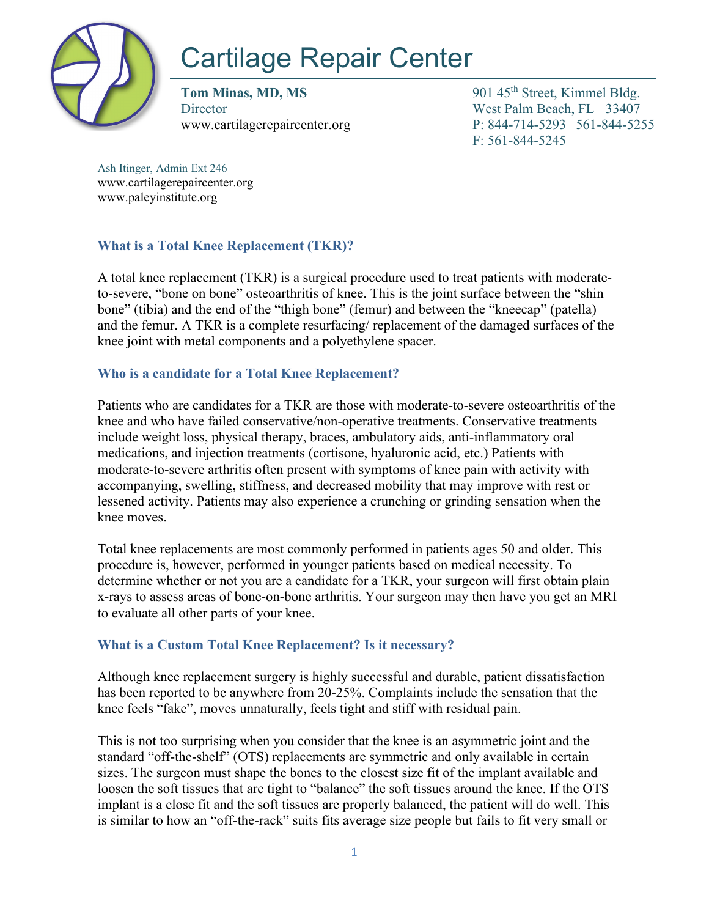# Cartilage Repair Center

**Tom Minas, MD, MS**
Director
www.cartilagerepaircenter.org

901 45th Street, Kimmel Bldg.
West Palm Beach, FL 33407
P: 844-714-5293 | 561-844-5255
F: 561-844-5245

Ash Itinger, Admin Ext 246
www.cartilagerepaircenter.org
www.paleyinstitute.org

## What is a Total Knee Replacement (TKR)?

A total knee replacement (TKR) is a surgical procedure used to treat patients with moderate-to-severe, "bone on bone" osteoarthritis of knee. This is the joint surface between the "shin bone" (tibia) and the end of the "thigh bone" (femur) and between the "kneecap" (patella) and the femur. A TKR is a complete resurfacing/ replacement of the damaged surfaces of the knee joint with metal components and a polyethylene spacer.

## Who is a candidate for a Total Knee Replacement?

Patients who are candidates for a TKR are those with moderate-to-severe osteoarthritis of the knee and who have failed conservative/non-operative treatments. Conservative treatments include weight loss, physical therapy, braces, ambulatory aids, anti-inflammatory oral medications, and injection treatments (cortisone, hyaluronic acid, etc.) Patients with moderate-to-severe arthritis often present with symptoms of knee pain with activity with accompanying, swelling, stiffness, and decreased mobility that may improve with rest or lessened activity. Patients may also experience a crunching or grinding sensation when the knee moves.

Total knee replacements are most commonly performed in patients ages 50 and older. This procedure is, however, performed in younger patients based on medical necessity. To determine whether or not you are a candidate for a TKR, your surgeon will first obtain plain x-rays to assess areas of bone-on-bone arthritis. Your surgeon may then have you get an MRI to evaluate all other parts of your knee.

## What is a Custom Total Knee Replacement? Is it necessary?

Although knee replacement surgery is highly successful and durable, patient dissatisfaction has been reported to be anywhere from 20-25%. Complaints include the sensation that the knee feels "fake", moves unnaturally, feels tight and stiff with residual pain.

This is not too surprising when you consider that the knee is an asymmetric joint and the standard "off-the-shelf" (OTS) replacements are symmetric and only available in certain sizes. The surgeon must shape the bones to the closest size fit of the implant available and loosen the soft tissues that are tight to "balance" the soft tissues around the knee. If the OTS implant is a close fit and the soft tissues are properly balanced, the patient will do well. This is similar to how an "off-the-rack" suits fits average size people but fails to fit very small or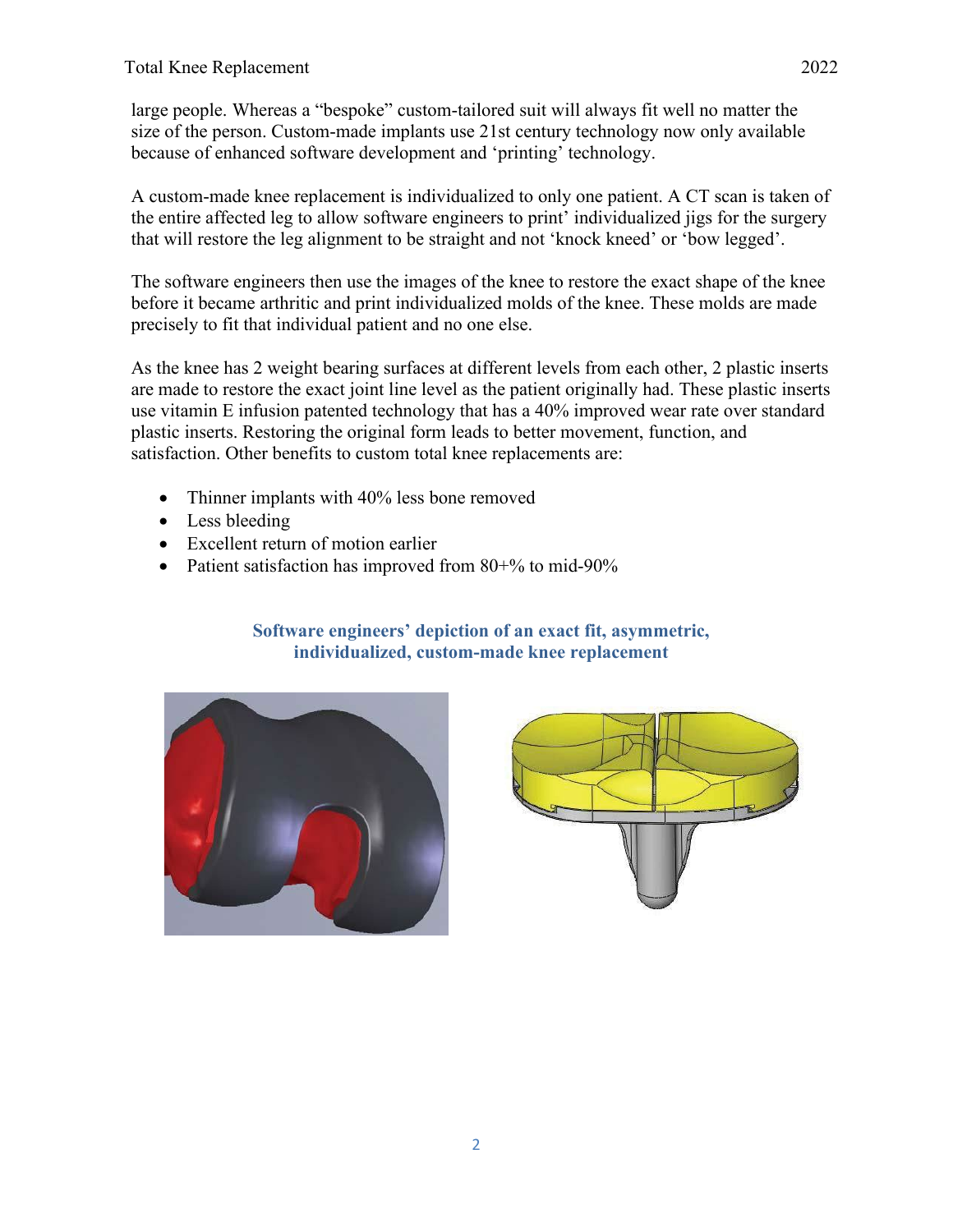large people. Whereas a “bespoke” custom-tailored suit will always fit well no matter the size of the person. Custom-made implants use 21st century technology now only available because of enhanced software development and ‘printing’ technology.

A custom-made knee replacement is individualized to only one patient. A CT scan is taken of the entire affected leg to allow software engineers to print’ individualized jigs for the surgery that will restore the leg alignment to be straight and not ‘knock kneed’ or ‘bow legged’.

The software engineers then use the images of the knee to restore the exact shape of the knee before it became arthritic and print individualized molds of the knee. These molds are made precisely to fit that individual patient and no one else.

As the knee has 2 weight bearing surfaces at different levels from each other, 2 plastic inserts are made to restore the exact joint line level as the patient originally had. These plastic inserts use vitamin E infusion patented technology that has a 40% improved wear rate over standard plastic inserts. Restoring the original form leads to better movement, function, and satisfaction. Other benefits to custom total knee replacements are:

- Thinner implants with 40% less bone removed
- Less bleeding
- Excellent return of motion earlier
- Patient satisfaction has improved from 80+% to mid-90%

**Software engineers’ depiction of an exact fit, asymmetric, individualized, custom-made knee replacement**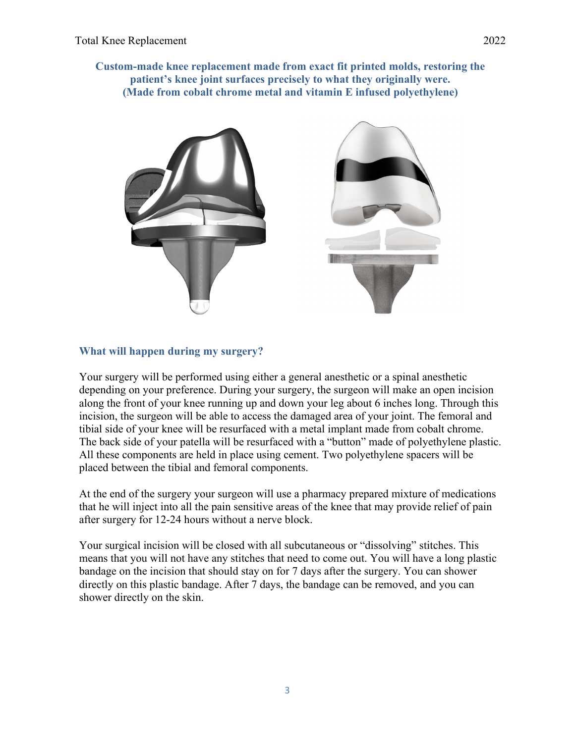**Custom-made knee replacement made from exact fit printed molds, restoring the patient's knee joint surfaces precisely to what they originally were. (Made from cobalt chrome metal and vitamin E infused polyethylene)**

## What will happen during my surgery?

Your surgery will be performed using either a general anesthetic or a spinal anesthetic depending on your preference. During your surgery, the surgeon will make an open incision along the front of your knee running up and down your leg about 6 inches long. Through this incision, the surgeon will be able to access the damaged area of your joint. The femoral and tibial side of your knee will be resurfaced with a metal implant made from cobalt chrome. The back side of your patella will be resurfaced with a "button" made of polyethylene plastic. All these components are held in place using cement. Two polyethylene spacers will be placed between the tibial and femoral components.

At the end of the surgery your surgeon will use a pharmacy prepared mixture of medications that he will inject into all the pain sensitive areas of the knee that may provide relief of pain after surgery for 12-24 hours without a nerve block.

Your surgical incision will be closed with all subcutaneous or "dissolving" stitches. This means that you will not have any stitches that need to come out. You will have a long plastic bandage on the incision that should stay on for 7 days after the surgery. You can shower directly on this plastic bandage. After 7 days, the bandage can be removed, and you can shower directly on the skin.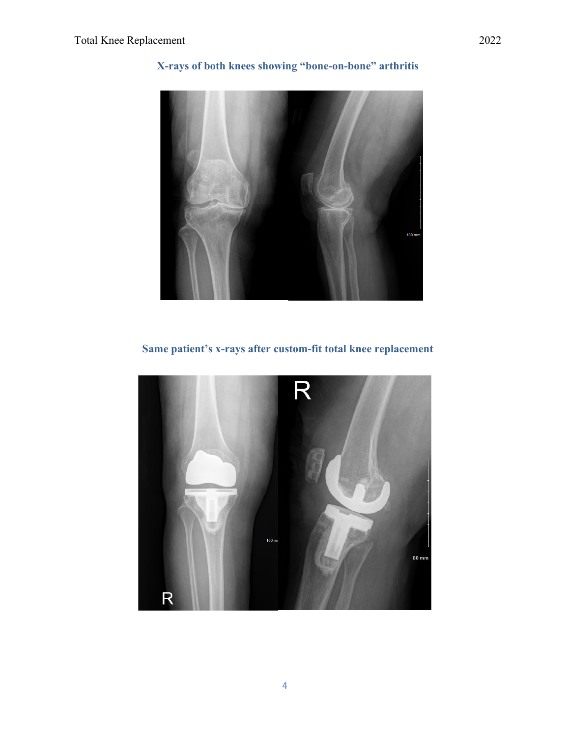**X-rays of both knees showing "bone-on-bone" arthritis**

**Same patient's x-rays after custom-fit total knee replacement**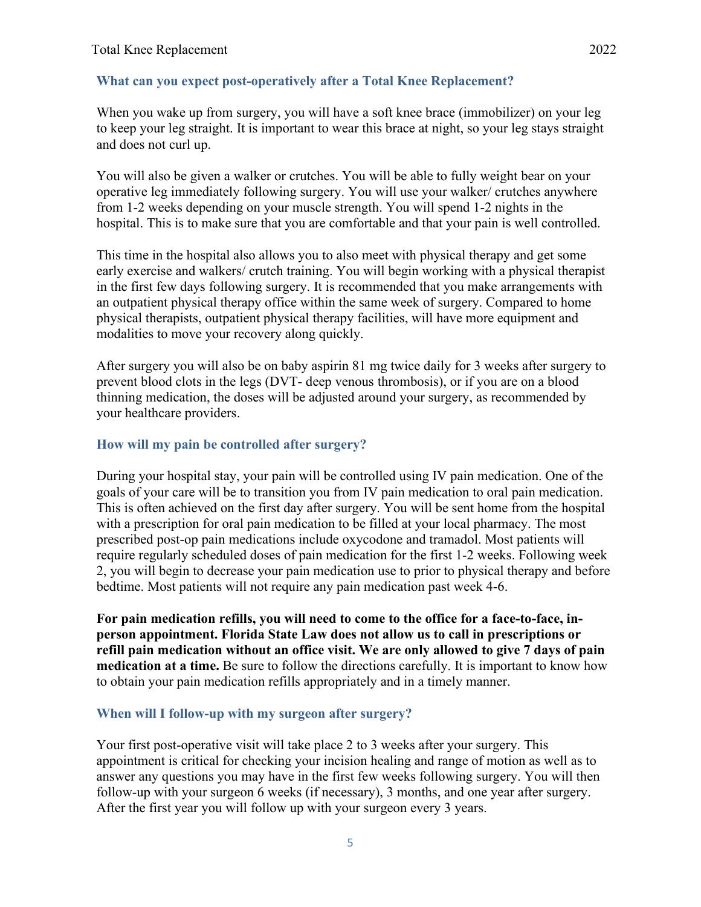## What can you expect post-operatively after a Total Knee Replacement?

When you wake up from surgery, you will have a soft knee brace (immobilizer) on your leg to keep your leg straight. It is important to wear this brace at night, so your leg stays straight and does not curl up.

You will also be given a walker or crutches. You will be able to fully weight bear on your operative leg immediately following surgery. You will use your walker/ crutches anywhere from 1-2 weeks depending on your muscle strength. You will spend 1-2 nights in the hospital. This is to make sure that you are comfortable and that your pain is well controlled.

This time in the hospital also allows you to also meet with physical therapy and get some early exercise and walkers/ crutch training. You will begin working with a physical therapist in the first few days following surgery. It is recommended that you make arrangements with an outpatient physical therapy office within the same week of surgery. Compared to home physical therapists, outpatient physical therapy facilities, will have more equipment and modalities to move your recovery along quickly.

After surgery you will also be on baby aspirin 81 mg twice daily for 3 weeks after surgery to prevent blood clots in the legs (DVT- deep venous thrombosis), or if you are on a blood thinning medication, the doses will be adjusted around your surgery, as recommended by your healthcare providers.

## How will my pain be controlled after surgery?

During your hospital stay, your pain will be controlled using IV pain medication. One of the goals of your care will be to transition you from IV pain medication to oral pain medication. This is often achieved on the first day after surgery. You will be sent home from the hospital with a prescription for oral pain medication to be filled at your local pharmacy. The most prescribed post-op pain medications include oxycodone and tramadol. Most patients will require regularly scheduled doses of pain medication for the first 1-2 weeks. Following week 2, you will begin to decrease your pain medication use to prior to physical therapy and before bedtime. Most patients will not require any pain medication past week 4-6.

**For pain medication refills, you will need to come to the office for a face-to-face, in-person appointment. Florida State Law does not allow us to call in prescriptions or refill pain medication without an office visit. We are only allowed to give 7 days of pain medication at a time.** Be sure to follow the directions carefully. It is important to know how to obtain your pain medication refills appropriately and in a timely manner.

## When will I follow-up with my surgeon after surgery?

Your first post-operative visit will take place 2 to 3 weeks after your surgery. This appointment is critical for checking your incision healing and range of motion as well as to answer any questions you may have in the first few weeks following surgery. You will then follow-up with your surgeon 6 weeks (if necessary), 3 months, and one year after surgery. After the first year you will follow up with your surgeon every 3 years.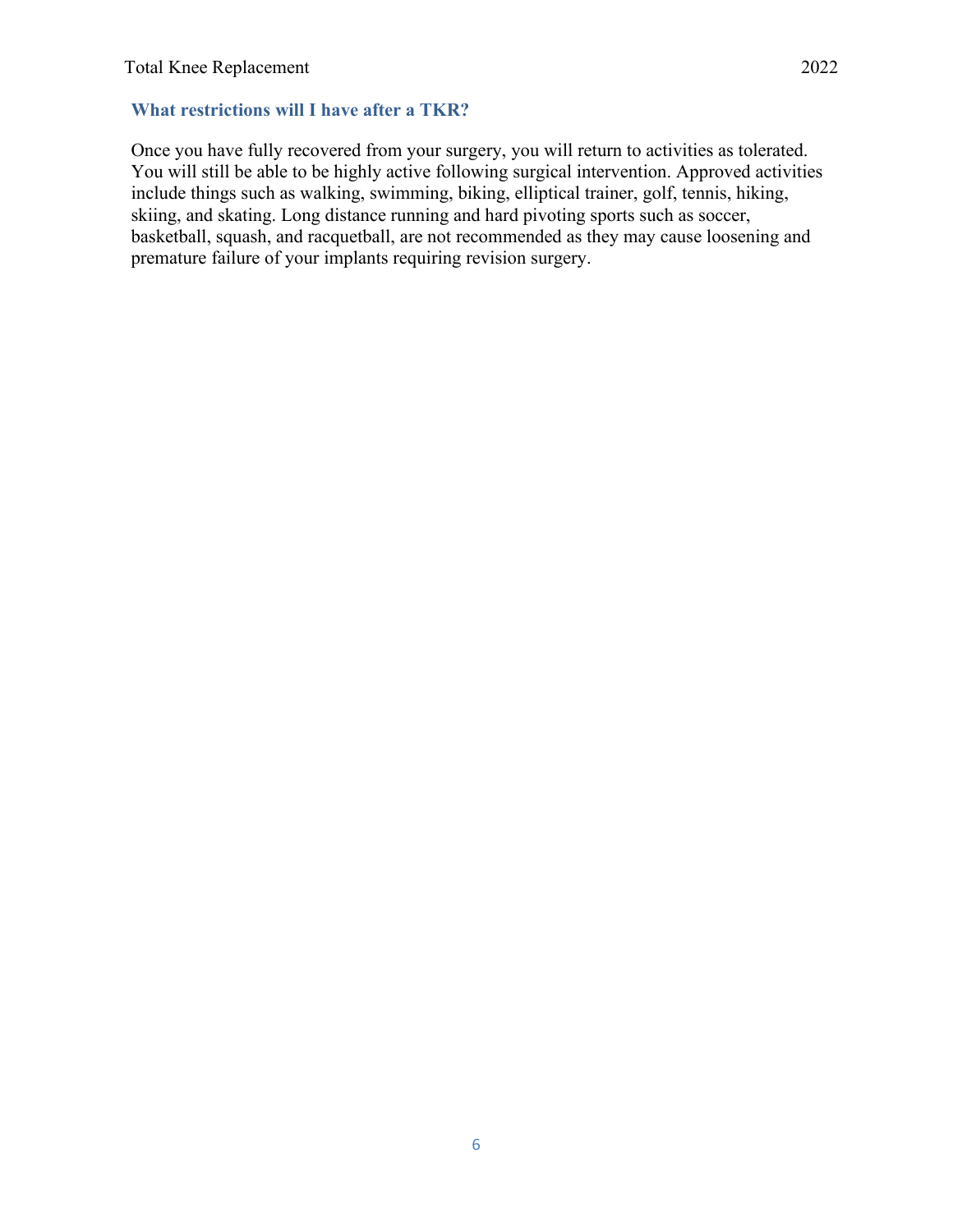### What restrictions will I have after a TKR?

Once you have fully recovered from your surgery, you will return to activities as tolerated. You will still be able to be highly active following surgical intervention. Approved activities include things such as walking, swimming, biking, elliptical trainer, golf, tennis, hiking, skiing, and skating. Long distance running and hard pivoting sports such as soccer, basketball, squash, and racquetball, are not recommended as they may cause loosening and premature failure of your implants requiring revision surgery.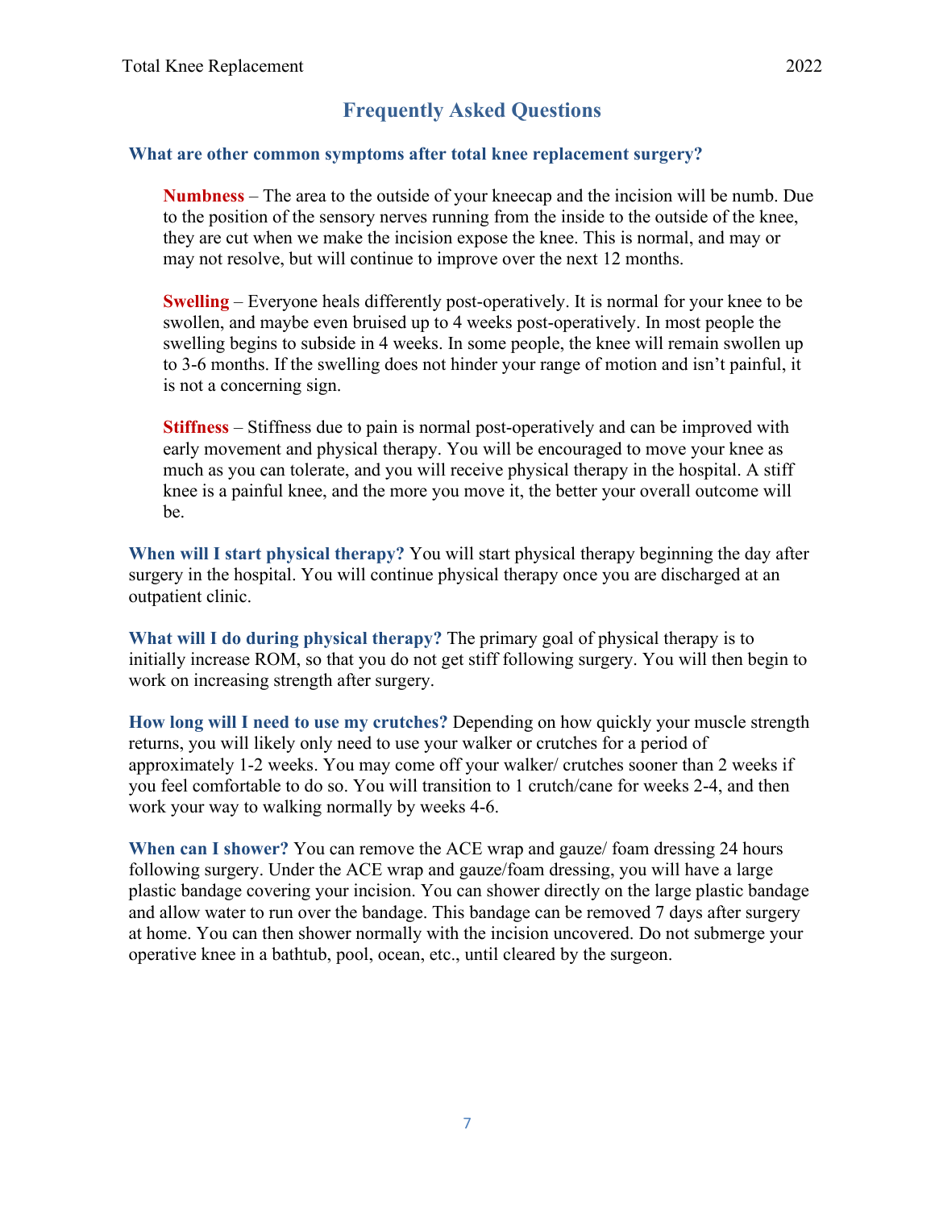## Frequently Asked Questions

### What are other common symptoms after total knee replacement surgery?

**Numbness** – The area to the outside of your kneecap and the incision will be numb. Due to the position of the sensory nerves running from the inside to the outside of the knee, they are cut when we make the incision expose the knee. This is normal, and may or may not resolve, but will continue to improve over the next 12 months.

**Swelling** – Everyone heals differently post-operatively. It is normal for your knee to be swollen, and maybe even bruised up to 4 weeks post-operatively. In most people the swelling begins to subside in 4 weeks. In some people, the knee will remain swollen up to 3-6 months. If the swelling does not hinder your range of motion and isn't painful, it is not a concerning sign.

**Stiffness** – Stiffness due to pain is normal post-operatively and can be improved with early movement and physical therapy. You will be encouraged to move your knee as much as you can tolerate, and you will receive physical therapy in the hospital. A stiff knee is a painful knee, and the more you move it, the better your overall outcome will be.

**When will I start physical therapy?** You will start physical therapy beginning the day after surgery in the hospital. You will continue physical therapy once you are discharged at an outpatient clinic.

**What will I do during physical therapy?** The primary goal of physical therapy is to initially increase ROM, so that you do not get stiff following surgery. You will then begin to work on increasing strength after surgery.

**How long will I need to use my crutches?** Depending on how quickly your muscle strength returns, you will likely only need to use your walker or crutches for a period of approximately 1-2 weeks. You may come off your walker/ crutches sooner than 2 weeks if you feel comfortable to do so. You will transition to 1 crutch/cane for weeks 2-4, and then work your way to walking normally by weeks 4-6.

**When can I shower?** You can remove the ACE wrap and gauze/ foam dressing 24 hours following surgery. Under the ACE wrap and gauze/foam dressing, you will have a large plastic bandage covering your incision. You can shower directly on the large plastic bandage and allow water to run over the bandage. This bandage can be removed 7 days after surgery at home. You can then shower normally with the incision uncovered. Do not submerge your operative knee in a bathtub, pool, ocean, etc., until cleared by the surgeon.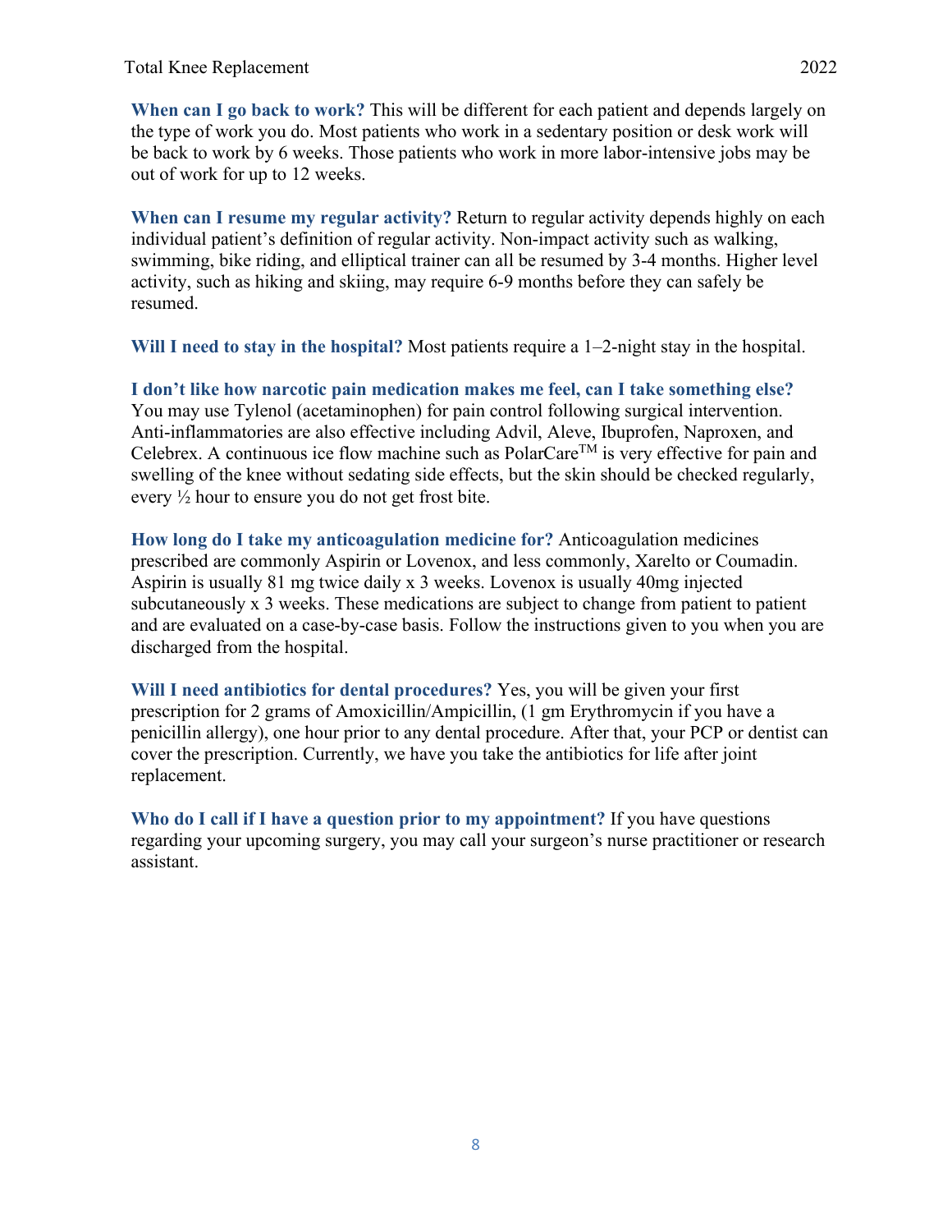**When can I go back to work?** This will be different for each patient and depends largely on the type of work you do. Most patients who work in a sedentary position or desk work will be back to work by 6 weeks. Those patients who work in more labor-intensive jobs may be out of work for up to 12 weeks.

**When can I resume my regular activity?** Return to regular activity depends highly on each individual patient's definition of regular activity. Non-impact activity such as walking, swimming, bike riding, and elliptical trainer can all be resumed by 3-4 months. Higher level activity, such as hiking and skiing, may require 6-9 months before they can safely be resumed.

**Will I need to stay in the hospital?** Most patients require a 1–2-night stay in the hospital.

**I don't like how narcotic pain medication makes me feel, can I take something else?** You may use Tylenol (acetaminophen) for pain control following surgical intervention. Anti-inflammatories are also effective including Advil, Aleve, Ibuprofen, Naproxen, and Celebrex. A continuous ice flow machine such as PolarCare™ is very effective for pain and swelling of the knee without sedating side effects, but the skin should be checked regularly, every ½ hour to ensure you do not get frost bite.

**How long do I take my anticoagulation medicine for?** Anticoagulation medicines prescribed are commonly Aspirin or Lovenox, and less commonly, Xarelto or Coumadin. Aspirin is usually 81 mg twice daily x 3 weeks. Lovenox is usually 40mg injected subcutaneously x 3 weeks. These medications are subject to change from patient to patient and are evaluated on a case-by-case basis. Follow the instructions given to you when you are discharged from the hospital.

**Will I need antibiotics for dental procedures?** Yes, you will be given your first prescription for 2 grams of Amoxicillin/Ampicillin, (1 gm Erythromycin if you have a penicillin allergy), one hour prior to any dental procedure. After that, your PCP or dentist can cover the prescription. Currently, we have you take the antibiotics for life after joint replacement.

**Who do I call if I have a question prior to my appointment?** If you have questions regarding your upcoming surgery, you may call your surgeon's nurse practitioner or research assistant.